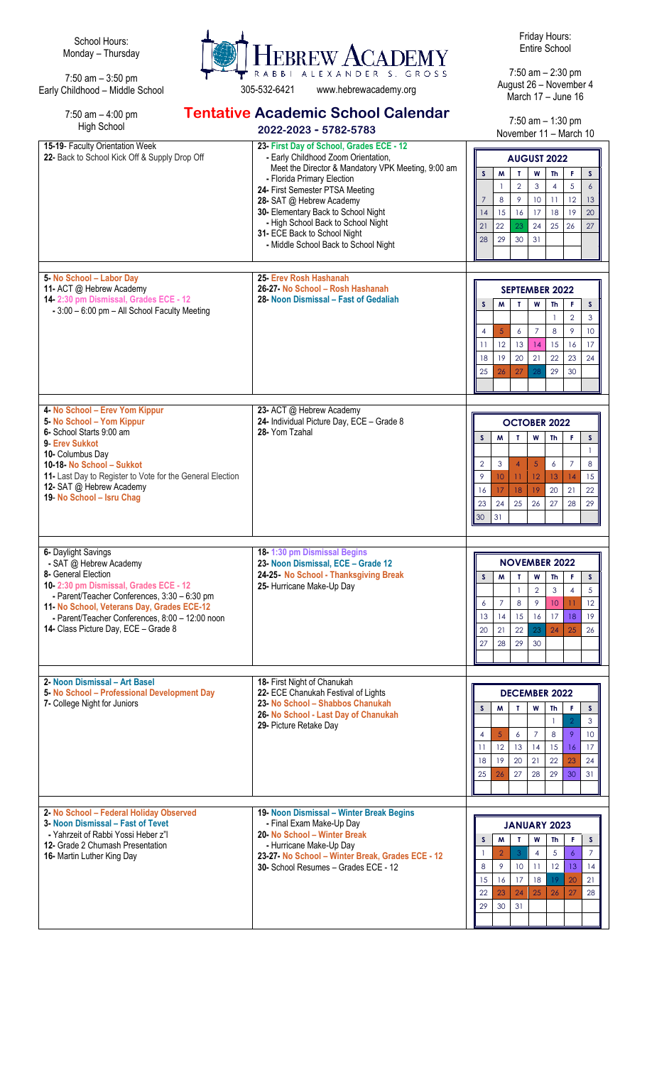School Hours:
Monday – Thursday

7:50 am – 3:50 pm
Early Childhood – Middle School

7:50 am – 4:00 pm
High School

# HEBREW ACADEMY

RABBI ALEXANDER S. GROSS

305-532-6421 www.hebrewacademy.org

## Tentative Academic School Calendar

### 2022-2023 - 5782-5783

Friday Hours:
Entire School

7:50 am – 2:30 pm
August 26 – November 4
March 17 – June 16

7:50 am – 1:30 pm
November 11 – March 10

---

15-19- Faculty Orientation Week
22- Back to School Kick Off & Supply Drop Off

23- First Day of School, Grades ECE - 12
- Early Childhood Zoom Orientation, Meet the Director & Mandatory VPK Meeting, 9:00 am
- Florida Primary Election
24- First Semester PTSA Meeting
28- SAT @ Hebrew Academy
30- Elementary Back to School Night
- High School Back to School Night
31- ECE Back to School Night
- Middle School Back to School Night

**AUGUST 2022**

| S | M | T | W | Th | F | S |
|---|---|---|---|---|---|---|
| | 1 | 2 | 3 | 4 | 5 | 6 |
| 7 | 8 | 9 | 10 | 11 | 12 | 13 |
| 14 | 15 | 16 | 17 | 18 | 19 | 20 |
| 21 | 22 | 23 | 24 | 25 | 26 | 27 |
| 28 | 29 | 30 | 31 | | | |

---

5- No School – Labor Day
11- ACT @ Hebrew Academy
14- 2:30 pm Dismissal, Grades ECE - 12
- 3:00 – 6:00 pm – All School Faculty Meeting

25- Erev Rosh Hashanah
26-27- No School – Rosh Hashanah
28- Noon Dismissal – Fast of Gedaliah

**SEPTEMBER 2022**

| S | M | T | W | Th | F | S |
|---|---|---|---|---|---|---|
| | | | | 1 | 2 | 3 |
| 4 | 5 | 6 | 7 | 8 | 9 | 10 |
| 11 | 12 | 13 | 14 | 15 | 16 | 17 |
| 18 | 19 | 20 | 21 | 22 | 23 | 24 |
| 25 | 26 | 27 | 28 | 29 | 30 | |

---

4- No School – Erev Yom Kippur
5- No School – Yom Kippur
6- School Starts 9:00 am
9- Erev Sukkot
10- Columbus Day
10-18- No School – Sukkot
11- Last Day to Register to Vote for the General Election
12- SAT @ Hebrew Academy
19- No School – Isru Chag

23- ACT @ Hebrew Academy
24- Individual Picture Day, ECE – Grade 8
28- Yom Tzahal

**OCTOBER 2022**

| S | M | T | W | Th | F | S |
|---|---|---|---|---|---|---|
| | | | | | | 1 |
| 2 | 3 | 4 | 5 | 6 | 7 | 8 |
| 9 | 10 | 11 | 12 | 13 | 14 | 15 |
| 16 | 17 | 18 | 19 | 20 | 21 | 22 |
| 23 | 24 | 25 | 26 | 27 | 28 | 29 |
| 30 | 31 | | | | | |

---

6- Daylight Savings
- SAT @ Hebrew Academy
8- General Election
10- 2:30 pm Dismissal, Grades ECE - 12
- Parent/Teacher Conferences, 3:30 – 6:30 pm
11- No School, Veterans Day, Grades ECE-12
- Parent/Teacher Conferences, 8:00 – 12:00 noon
14- Class Picture Day, ECE – Grade 8

18- 1:30 pm Dismissal Begins
23- Noon Dismissal, ECE – Grade 12
24-25- No School - Thanksgiving Break
25- Hurricane Make-Up Day

**NOVEMBER 2022**

| S | M | T | W | Th | F | S |
|---|---|---|---|---|---|---|
| | | 1 | 2 | 3 | 4 | 5 |
| 6 | 7 | 8 | 9 | 10 | 11 | 12 |
| 13 | 14 | 15 | 16 | 17 | 18 | 19 |
| 20 | 21 | 22 | 23 | 24 | 25 | 26 |
| 27 | 28 | 29 | 30 | | | |

---

2- Noon Dismissal – Art Basel
5- No School – Professional Development Day
7- College Night for Juniors

18- First Night of Chanukah
22- ECE Chanukah Festival of Lights
23- No School – Shabbos Chanukah
26- No School - Last Day of Chanukah
29- Picture Retake Day

**DECEMBER 2022**

| S | M | T | W | Th | F | S |
|---|---|---|---|---|---|---|
| | | | | 1 | 2 | 3 |
| 4 | 5 | 6 | 7 | 8 | 9 | 10 |
| 11 | 12 | 13 | 14 | 15 | 16 | 17 |
| 18 | 19 | 20 | 21 | 22 | 23 | 24 |
| 25 | 26 | 27 | 28 | 29 | 30 | 31 |

---

2- No School – Federal Holiday Observed
3- Noon Dismissal – Fast of Tevet
- Yahrzeit of Rabbi Yossi Heber z"l
12- Grade 2 Chumash Presentation
16- Martin Luther King Day

19- Noon Dismissal – Winter Break Begins
- Final Exam Make-Up Day
20- No School – Winter Break
- Hurricane Make-Up Day
23-27- No School – Winter Break, Grades ECE - 12
30- School Resumes – Grades ECE - 12

**JANUARY 2023**

| S | M | T | W | Th | F | S |
|---|---|---|---|---|---|---|
| 1 | 2 | 3 | 4 | 5 | 6 | 7 |
| 8 | 9 | 10 | 11 | 12 | 13 | 14 |
| 15 | 16 | 17 | 18 | 19 | 20 | 21 |
| 22 | 23 | 24 | 25 | 26 | 27 | 28 |
| 29 | 30 | 31 | | | | |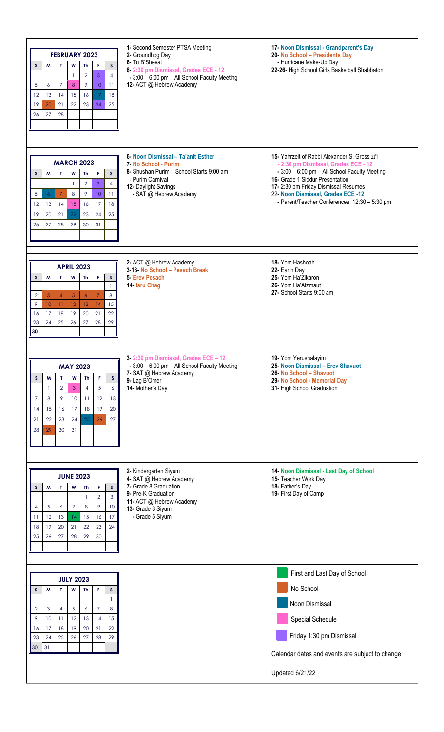## FEBRUARY 2023

| S | M | T | W | Th | F | S |
|---|---|---|---|---|---|---|
| | | | 1 | 2 | 3 | 4 |
| 5 | 6 | 7 | 8 | 9 | 10 | 11 |
| 12 | 13 | 14 | 15 | 16 | 17 | 18 |
| 19 | 20 | 21 | 22 | 23 | 24 | 25 |
| 26 | 27 | 28 | | | | |

- **1-** Second Semester PTSA Meeting
- **2-** Groundhog Day
- **6-** Tu B'Shevat
- **8- 2:30 pm Dismissal, Grades ECE - 12**
  - 3:00 – 6:00 pm – All School Faculty Meeting
- **12-** ACT @ Hebrew Academy
- **17- Noon Dismissal - Grandparent's Day**
- **20- No School – Presidents Day**
  - Hurricane Make-Up Day
- **22-26-** High School Girls Basketball Shabbaton

## MARCH 2023

| S | M | T | W | Th | F | S |
|---|---|---|---|---|---|---|
| | | | 1 | 2 | 3 | 4 |
| 5 | 6 | 7 | 8 | 9 | 10 | 11 |
| 12 | 13 | 14 | 15 | 16 | 17 | 18 |
| 19 | 20 | 21 | 22 | 23 | 24 | 25 |
| 26 | 27 | 28 | 29 | 30 | 31 | |

- **6- Noon Dismissal – Ta'anit Esther**
- **7- No School - Purim**
- **8-** Shushan Purim – School Starts 9:00 am
  - Purim Carnival
- **12-** Daylight Savings
  - SAT @ Hebrew Academy
- **15-** Yahrzeit of Rabbi Alexander S. Gross zt"l
  - **2:30 pm Dismissal, Grades ECE - 12**
  - 3:00 – 6:00 pm – All School Faculty Meeting
- **16-** Grade 1 Siddur Presentation
- **17-** 2:30 pm Friday Dismissal Resumes
- **22- Noon Dismissal, Grades ECE -12**
  - Parent/Teacher Conferences, 12:30 – 5:30 pm

## APRIL 2023

| S | M | T | W | Th | F | S |
|---|---|---|---|---|---|---|
| | | | | | | 1 |
| 2 | 3 | 4 | 5 | 6 | 7 | 8 |
| 9 | 10 | 11 | 12 | 13 | 14 | 15 |
| 16 | 17 | 18 | 19 | 20 | 21 | 22 |
| 23 | 24 | 25 | 26 | 27 | 28 | 29 |
| 30 | | | | | | |

- **2-** ACT @ Hebrew Academy
- **3-13- No School – Pesach Break**
- **5- Erev Pesach**
- **14- Isru Chag**
- **18-** Yom Hashoah
- **22-** Earth Day
- **25-** Yom Ha'Zikaron
- **26-** Yom Ha'Atzmaut
- **27-** School Starts 9:00 am

## MAY 2023

| S | M | T | W | Th | F | S |
|---|---|---|---|---|---|---|
| | 1 | 2 | 3 | 4 | 5 | 6 |
| 7 | 8 | 9 | 10 | 11 | 12 | 13 |
| 14 | 15 | 16 | 17 | 18 | 19 | 20 |
| 21 | 22 | 23 | 24 | 25 | 26 | 27 |
| 28 | 29 | 30 | 31 | | | |

- **3- 2:30 pm Dismissal, Grades ECE – 12**
  - 3:00 – 6:00 pm – All School Faculty Meeting
- **7-** SAT @ Hebrew Academy
- **9-** Lag B'Omer
- **14-** Mother's Day
- **19-** Yom Yerushalayim
- **25- Noon Dismissal – Erev Shavuot**
- **26- No School – Shavuot**
- **29- No School - Memorial Day**
- **31-** High School Graduation

## JUNE 2023

| S | M | T | W | Th | F | S |
|---|---|---|---|---|---|---|
| | | | | 1 | 2 | 3 |
| 4 | 5 | 6 | 7 | 8 | 9 | 10 |
| 11 | 12 | 13 | 14 | 15 | 16 | 17 |
| 18 | 19 | 20 | 21 | 22 | 23 | 24 |
| 25 | 26 | 27 | 28 | 29 | 30 | |

- **2-** Kindergarten Siyum
- **4-** SAT @ Hebrew Academy
- **7-** Grade 8 Graduation
- **9-** Pre-K Graduation
- **11-** ACT @ Hebrew Academy
- **13-** Grade 3 Siyum
  - Grade 5 Siyum
- **14- Noon Dismissal - Last Day of School**
- **15-** Teacher Work Day
- **18-** Father's Day
- **19-** First Day of Camp

## JULY 2023

| S | M | T | W | Th | F | S |
|---|---|---|---|---|---|---|
| | | | | | | 1 |
| 2 | 3 | 4 | 5 | 6 | 7 | 8 |
| 9 | 10 | 11 | 12 | 13 | 14 | 15 |
| 16 | 17 | 18 | 19 | 20 | 21 | 22 |
| 23 | 24 | 25 | 26 | 27 | 28 | 29 |
| 30 | 31 | | | | | |

- First and Last Day of School
- No School
- Noon Dismissal
- Special Schedule
- Friday 1:30 pm Dismissal

Calendar dates and events are subject to change

Updated 6/21/22